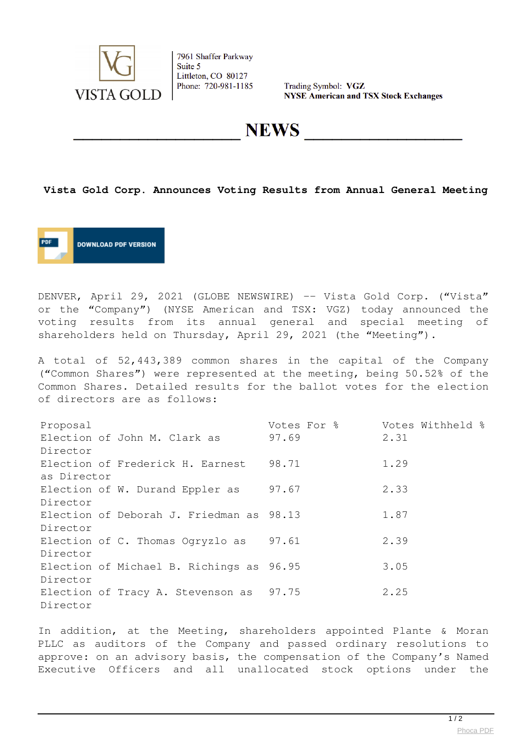VISTA GOLD

7961 Shaffer Parkway
Suite 5
Littleton, CO 80127
Phone: 720-981-1185

Trading Symbol: **VGZ**
**NYSE American and TSX Stock Exchanges**

# NEWS

## Vista Gold Corp. Announces Voting Results from Annual General Meeting

DOWNLOAD PDF VERSION

DENVER, April 29, 2021 (GLOBE NEWSWIRE) -- Vista Gold Corp. ("Vista" or the "Company") (NYSE American and TSX: VGZ) today announced the voting results from its annual general and special meeting of shareholders held on Thursday, April 29, 2021 (the "Meeting").

A total of 52,443,389 common shares in the capital of the Company ("Common Shares") were represented at the meeting, being 50.52% of the Common Shares. Detailed results for the ballot votes for the election of directors are as follows:

| Proposal | Votes For % | Votes Withheld % |
| --- | --- | --- |
| Election of John M. Clark as Director | 97.69 | 2.31 |
| Election of Frederick H. Earnest as Director | 98.71 | 1.29 |
| Election of W. Durand Eppler as Director | 97.67 | 2.33 |
| Election of Deborah J. Friedman as Director | 98.13 | 1.87 |
| Election of C. Thomas Ogryzlo as Director | 97.61 | 2.39 |
| Election of Michael B. Richings as Director | 96.95 | 3.05 |
| Election of Tracy A. Stevenson as Director | 97.75 | 2.25 |

In addition, at the Meeting, shareholders appointed Plante & Moran PLLC as auditors of the Company and passed ordinary resolutions to approve: on an advisory basis, the compensation of the Company's Named Executive Officers and all unallocated stock options under the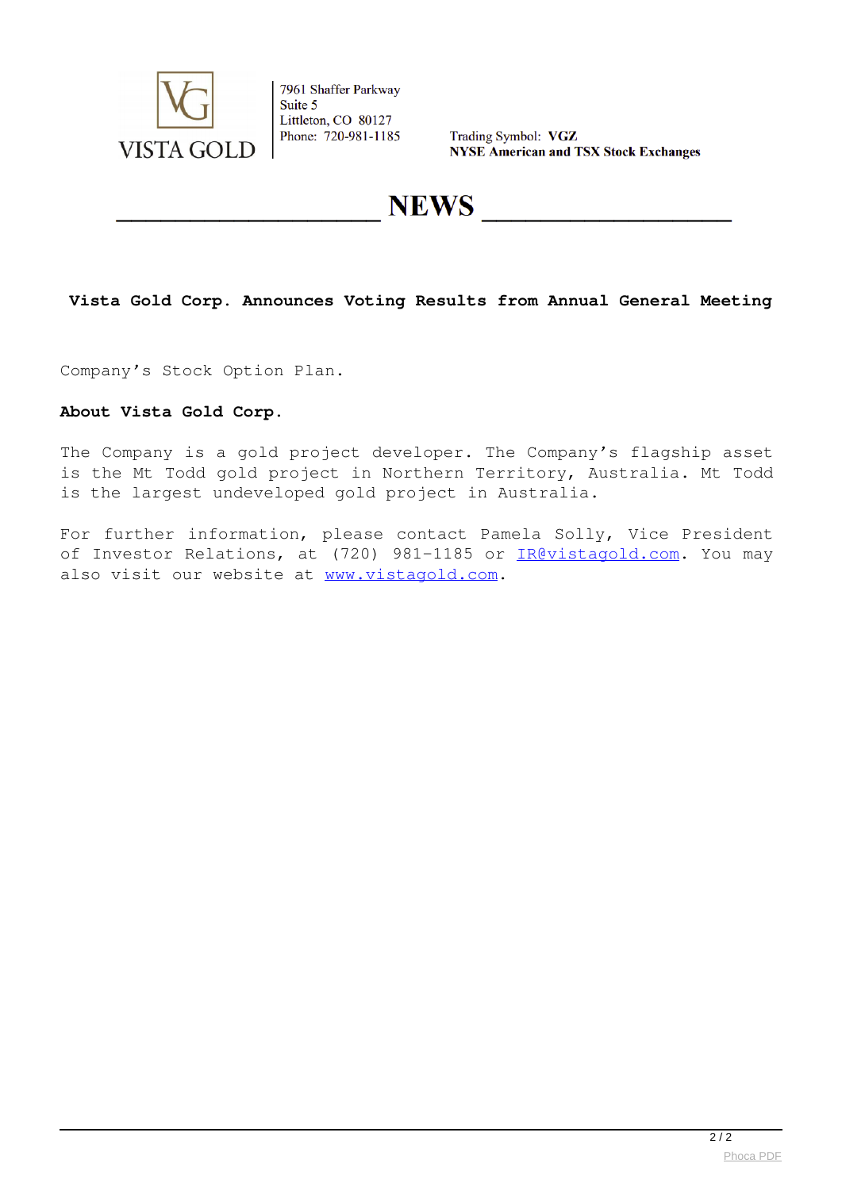# Vista Gold Corp. Announces Voting Results from Annual General Meeting

Company's Stock Option Plan.

**About Vista Gold Corp.**

The Company is a gold project developer. The Company's flagship asset is the Mt Todd gold project in Northern Territory, Australia. Mt Todd is the largest undeveloped gold project in Australia.

For further information, please contact Pamela Solly, Vice President of Investor Relations, at (720) 981-1185 or IR@vistagold.com. You may also visit our website at www.vistagold.com.